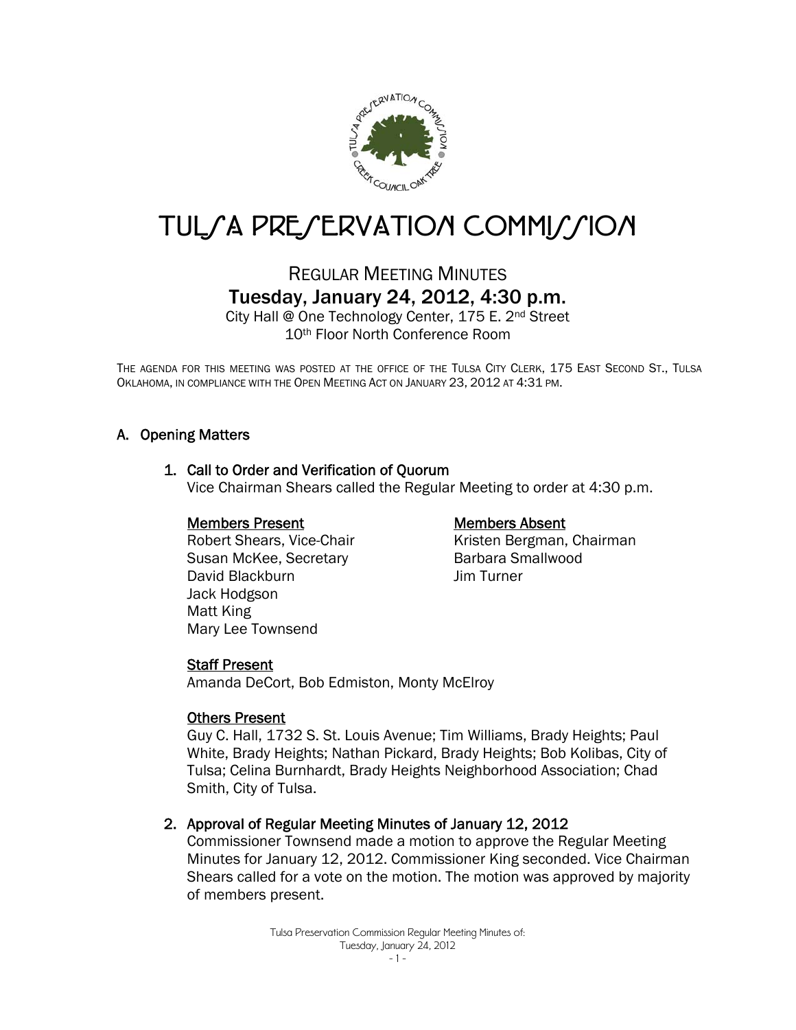# TULSA PRESERVATION COMMISSION

## REGULAR MEETING MINUTES

## Tuesday, January 24, 2012, 4:30 p.m.

City Hall @ One Technology Center, 175 E. 2nd Street
10th Floor North Conference Room

THE AGENDA FOR THIS MEETING WAS POSTED AT THE OFFICE OF THE TULSA CITY CLERK, 175 EAST SECOND ST., TULSA OKLAHOMA, IN COMPLIANCE WITH THE OPEN MEETING ACT ON JANUARY 23, 2012 AT 4:31 PM.

### A. Opening Matters

#### 1. Call to Order and Verification of Quorum

Vice Chairman Shears called the Regular Meeting to order at 4:30 p.m.

**Members Present**

Robert Shears, Vice-Chair
Susan McKee, Secretary
David Blackburn
Jack Hodgson
Matt King
Mary Lee Townsend

**Members Absent**

Kristen Bergman, Chairman
Barbara Smallwood
Jim Turner

**Staff Present**

Amanda DeCort, Bob Edmiston, Monty McElroy

**Others Present**

Guy C. Hall, 1732 S. St. Louis Avenue; Tim Williams, Brady Heights; Paul White, Brady Heights; Nathan Pickard, Brady Heights; Bob Kolibas, City of Tulsa; Celina Burnhardt, Brady Heights Neighborhood Association; Chad Smith, City of Tulsa.

#### 2. Approval of Regular Meeting Minutes of January 12, 2012

Commissioner Townsend made a motion to approve the Regular Meeting Minutes for January 12, 2012. Commissioner King seconded. Vice Chairman Shears called for a vote on the motion. The motion was approved by majority of members present.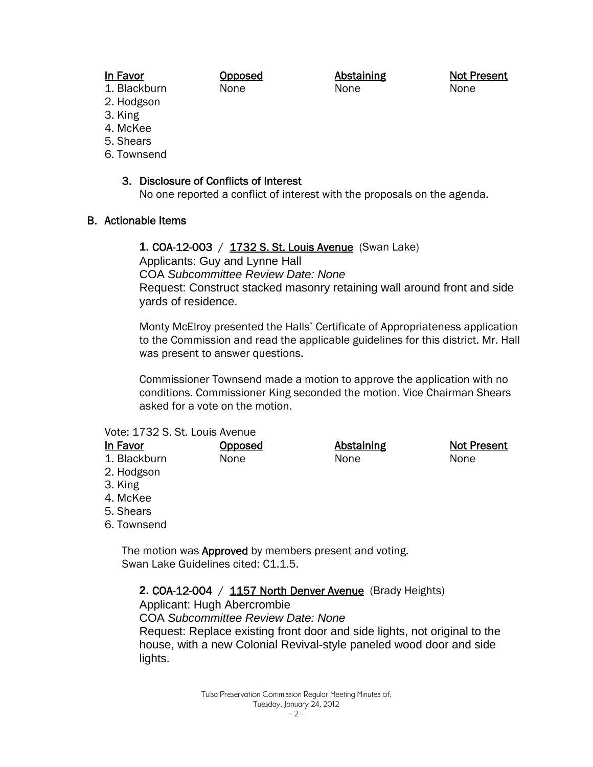| In Favor | Opposed | Abstaining | Not Present |
|---|---|---|---|
| 1. Blackburn | None | None | None |
| 2. Hodgson | | | |
| 3. King | | | |
| 4. McKee | | | |
| 5. Shears | | | |
| 6. Townsend | | | |

3. Disclosure of Conflicts of Interest
   No one reported a conflict of interest with the proposals on the agenda.

## B. Actionable Items

**1.** COA-12-003 / 1732 S. St. Louis Avenue (Swan Lake)
Applicants: Guy and Lynne Hall
COA *Subcommittee Review Date: None*
Request: Construct stacked masonry retaining wall around front and side yards of residence.

Monty McElroy presented the Halls' Certificate of Appropriateness application to the Commission and read the applicable guidelines for this district. Mr. Hall was present to answer questions.

Commissioner Townsend made a motion to approve the application with no conditions. Commissioner King seconded the motion. Vice Chairman Shears asked for a vote on the motion.

Vote: 1732 S. St. Louis Avenue

| In Favor | Opposed | Abstaining | Not Present |
|---|---|---|---|
| 1. Blackburn | None | None | None |
| 2. Hodgson | | | |
| 3. King | | | |
| 4. McKee | | | |
| 5. Shears | | | |
| 6. Townsend | | | |

The motion was **Approved** by members present and voting.
Swan Lake Guidelines cited: C1.1.5.

**2.** COA-12-004 / 1157 North Denver Avenue (Brady Heights)
Applicant: Hugh Abercrombie
COA *Subcommittee Review Date: None*
Request: Replace existing front door and side lights, not original to the house, with a new Colonial Revival-style paneled wood door and side lights.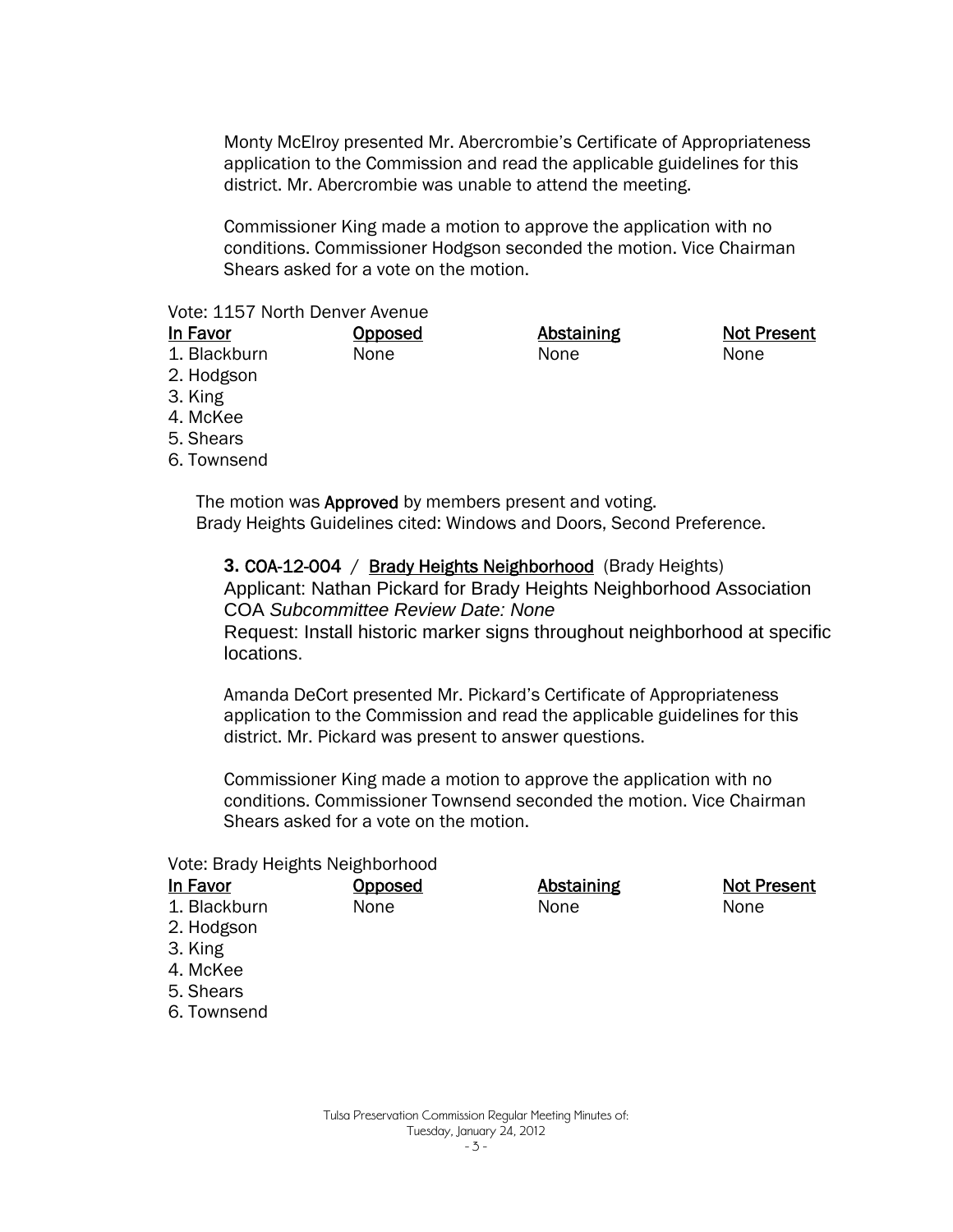Monty McElroy presented Mr. Abercrombie's Certificate of Appropriateness application to the Commission and read the applicable guidelines for this district. Mr. Abercrombie was unable to attend the meeting.

Commissioner King made a motion to approve the application with no conditions. Commissioner Hodgson seconded the motion. Vice Chairman Shears asked for a vote on the motion.

Vote: 1157 North Denver Avenue

| In Favor | Opposed | Abstaining | Not Present |
|---|---|---|---|
| 1. Blackburn | None | None | None |
| 2. Hodgson | | | |
| 3. King | | | |
| 4. McKee | | | |
| 5. Shears | | | |
| 6. Townsend | | | |

The motion was **Approved** by members present and voting.
Brady Heights Guidelines cited: Windows and Doors, Second Preference.

**3.** COA-12-004 / Brady Heights Neighborhood (Brady Heights)
Applicant: Nathan Pickard for Brady Heights Neighborhood Association
COA *Subcommittee Review Date: None*
Request: Install historic marker signs throughout neighborhood at specific locations.

Amanda DeCort presented Mr. Pickard's Certificate of Appropriateness application to the Commission and read the applicable guidelines for this district. Mr. Pickard was present to answer questions.

Commissioner King made a motion to approve the application with no conditions. Commissioner Townsend seconded the motion. Vice Chairman Shears asked for a vote on the motion.

Vote: Brady Heights Neighborhood

| In Favor | Opposed | Abstaining | Not Present |
|---|---|---|---|
| 1. Blackburn | None | None | None |
| 2. Hodgson | | | |
| 3. King | | | |
| 4. McKee | | | |
| 5. Shears | | | |
| 6. Townsend | | | |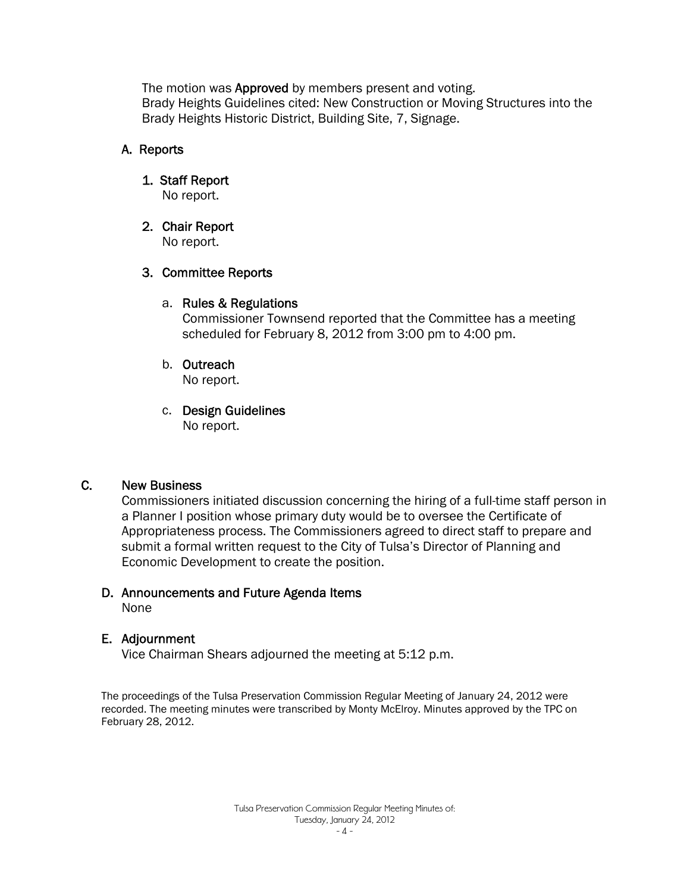The motion was **Approved** by members present and voting.
Brady Heights Guidelines cited: New Construction or Moving Structures into the Brady Heights Historic District, Building Site, 7, Signage.

## A. Reports

### 1. Staff Report
No report.

### 2. Chair Report
No report.

### 3. Committee Reports

#### a. Rules & Regulations
Commissioner Townsend reported that the Committee has a meeting scheduled for February 8, 2012 from 3:00 pm to 4:00 pm.

#### b. Outreach
No report.

#### c. Design Guidelines
No report.

## C. New Business
Commissioners initiated discussion concerning the hiring of a full-time staff person in a Planner I position whose primary duty would be to oversee the Certificate of Appropriateness process. The Commissioners agreed to direct staff to prepare and submit a formal written request to the City of Tulsa's Director of Planning and Economic Development to create the position.

## D. Announcements and Future Agenda Items
None

## E. Adjournment
Vice Chairman Shears adjourned the meeting at 5:12 p.m.

The proceedings of the Tulsa Preservation Commission Regular Meeting of January 24, 2012 were recorded. The meeting minutes were transcribed by Monty McElroy. Minutes approved by the TPC on February 28, 2012.